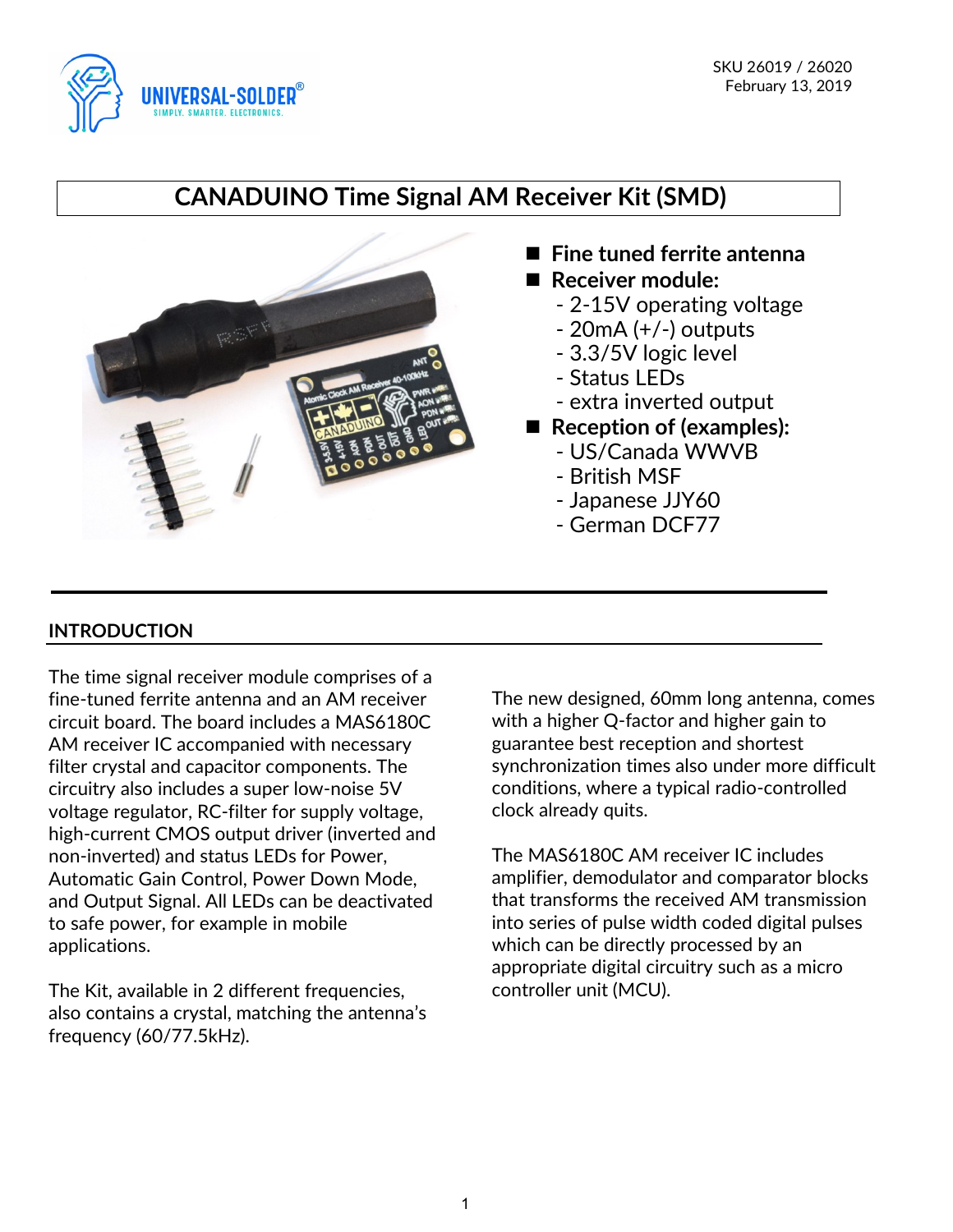SKU 26019 / 26020
February 13, 2019

# CANADUINO Time Signal AM Receiver Kit (SMD)

- **Fine tuned ferrite antenna**
- **Receiver module:**
  - 2-15V operating voltage
  - 20mA (+/-) outputs
  - 3.3/5V logic level
  - Status LEDs
  - extra inverted output
- **Reception of (examples):**
  - US/Canada WWVB
  - British MSF
  - Japanese JJY60
  - German DCF77

## INTRODUCTION

The time signal receiver module comprises of a fine-tuned ferrite antenna and an AM receiver circuit board. The board includes a MAS6180C AM receiver IC accompanied with necessary filter crystal and capacitor components. The circuitry also includes a super low-noise 5V voltage regulator, RC-filter for supply voltage, high-current CMOS output driver (inverted and non-inverted) and status LEDs for Power, Automatic Gain Control, Power Down Mode, and Output Signal. All LEDs can be deactivated to safe power, for example in mobile applications.

The Kit, available in 2 different frequencies, also contains a crystal, matching the antenna's frequency (60/77.5kHz).

The new designed, 60mm long antenna, comes with a higher Q-factor and higher gain to guarantee best reception and shortest synchronization times also under more difficult conditions, where a typical radio-controlled clock already quits.

The MAS6180C AM receiver IC includes amplifier, demodulator and comparator blocks that transforms the received AM transmission into series of pulse width coded digital pulses which can be directly processed by an appropriate digital circuitry such as a micro controller unit (MCU).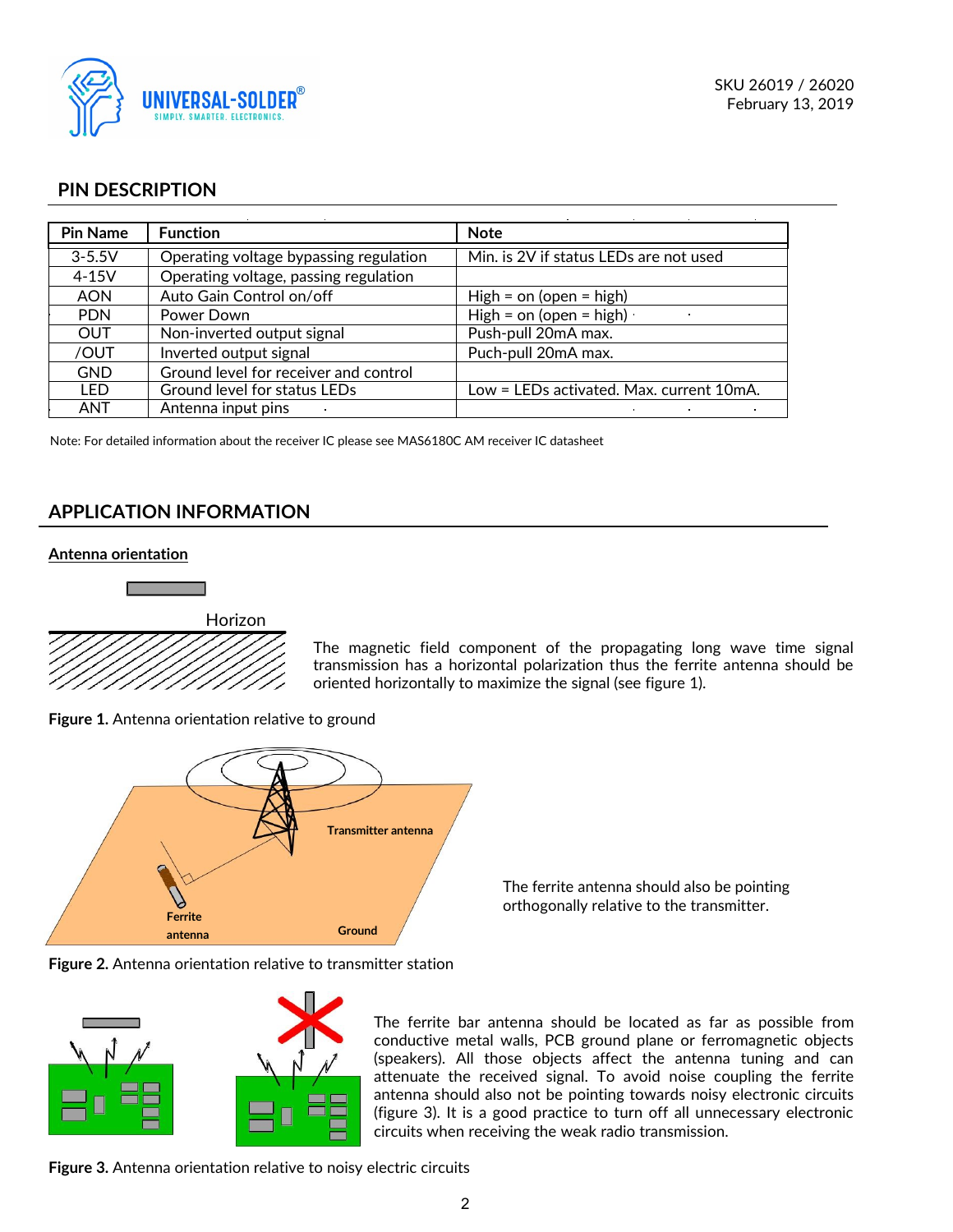## PIN DESCRIPTION

| Pin Name | Function | Note |
|---|---|---|
| 3-5.5V | Operating voltage bypassing regulation | Min. is 2V if status LEDs are not used |
| 4-15V | Operating voltage, passing regulation | |
| AON | Auto Gain Control on/off | High = on (open = high) |
| PDN | Power Down | High = on (open = high) |
| OUT | Non-inverted output signal | Push-pull 20mA max. |
| /OUT | Inverted output signal | Puch-pull 20mA max. |
| GND | Ground level for receiver and control | |
| LED | Ground level for status LEDs | Low = LEDs activated. Max. current 10mA. |
| ANT | Antenna input pins | |

Note: For detailed information about the receiver IC please see MAS6180C AM receiver IC datasheet

## APPLICATION INFORMATION

**Antenna orientation**

Horizon

The magnetic field component of the propagating long wave time signal transmission has a horizontal polarization thus the ferrite antenna should be oriented horizontally to maximize the signal (see figure 1).

**Figure 1.** Antenna orientation relative to ground

Transmitter antenna

Ferrite antenna

Ground

The ferrite antenna should also be pointing orthogonally relative to the transmitter.

**Figure 2.** Antenna orientation relative to transmitter station

The ferrite bar antenna should be located as far as possible from conductive metal walls, PCB ground plane or ferromagnetic objects (speakers). All those objects affect the antenna tuning and can attenuate the received signal. To avoid noise coupling the ferrite antenna should also not be pointing towards noisy electronic circuits (figure 3). It is a good practice to turn off all unnecessary electronic circuits when receiving the weak radio transmission.

**Figure 3.** Antenna orientation relative to noisy electric circuits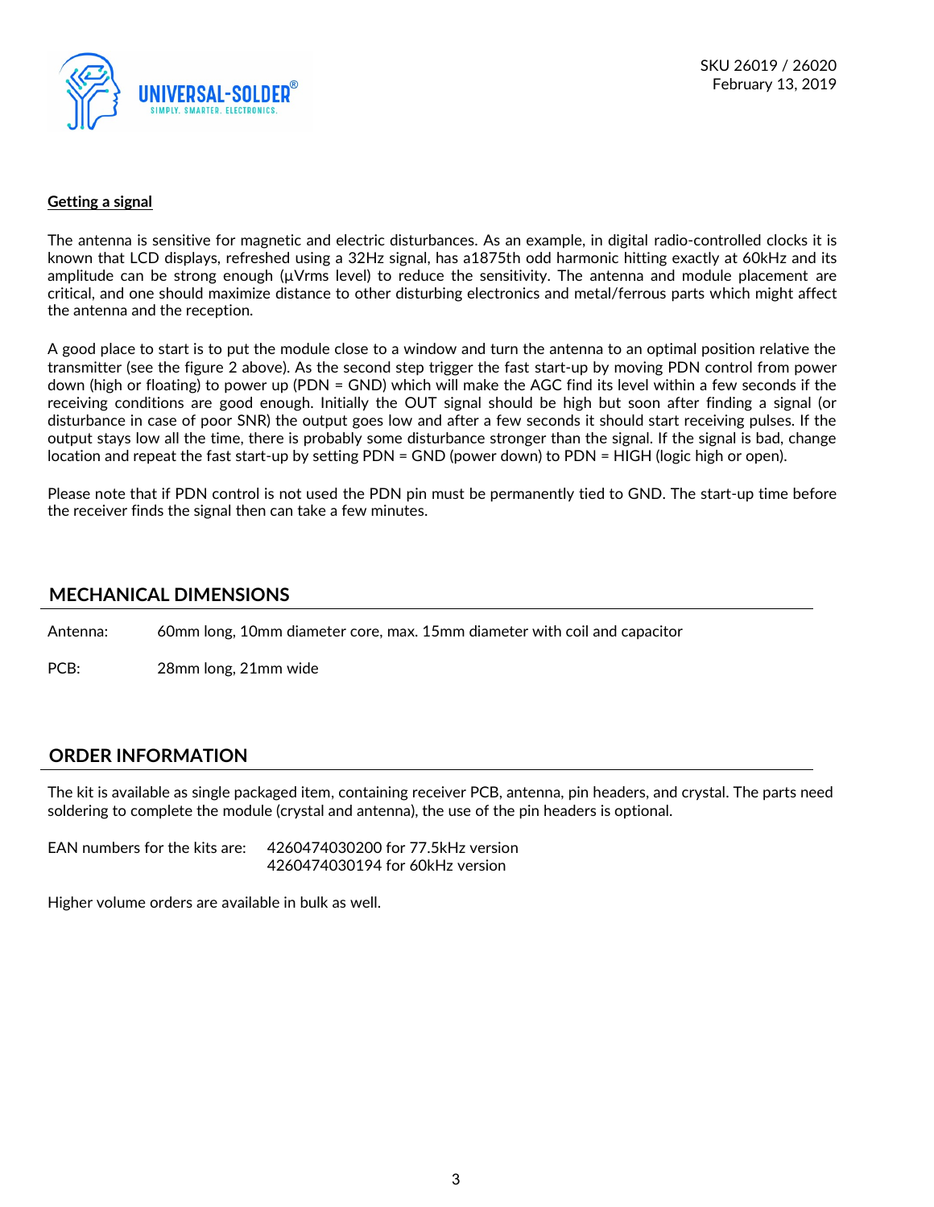**Getting a signal**

The antenna is sensitive for magnetic and electric disturbances. As an example, in digital radio-controlled clocks it is known that LCD displays, refreshed using a 32Hz signal, has a1875th odd harmonic hitting exactly at 60kHz and its amplitude can be strong enough (µVrms level) to reduce the sensitivity. The antenna and module placement are critical, and one should maximize distance to other disturbing electronics and metal/ferrous parts which might affect the antenna and the reception.

A good place to start is to put the module close to a window and turn the antenna to an optimal position relative the transmitter (see the figure 2 above). As the second step trigger the fast start-up by moving PDN control from power down (high or floating) to power up (PDN = GND) which will make the AGC find its level within a few seconds if the receiving conditions are good enough. Initially the OUT signal should be high but soon after finding a signal (or disturbance in case of poor SNR) the output goes low and after a few seconds it should start receiving pulses. If the output stays low all the time, there is probably some disturbance stronger than the signal. If the signal is bad, change location and repeat the fast start-up by setting PDN = GND (power down) to PDN = HIGH (logic high or open).

Please note that if PDN control is not used the PDN pin must be permanently tied to GND. The start-up time before the receiver finds the signal then can take a few minutes.

## MECHANICAL DIMENSIONS

Antenna: 60mm long, 10mm diameter core, max. 15mm diameter with coil and capacitor

PCB: 28mm long, 21mm wide

## ORDER INFORMATION

The kit is available as single packaged item, containing receiver PCB, antenna, pin headers, and crystal. The parts need soldering to complete the module (crystal and antenna), the use of the pin headers is optional.

EAN numbers for the kits are: 4260474030200 for 77.5kHz version
4260474030194 for 60kHz version

Higher volume orders are available in bulk as well.